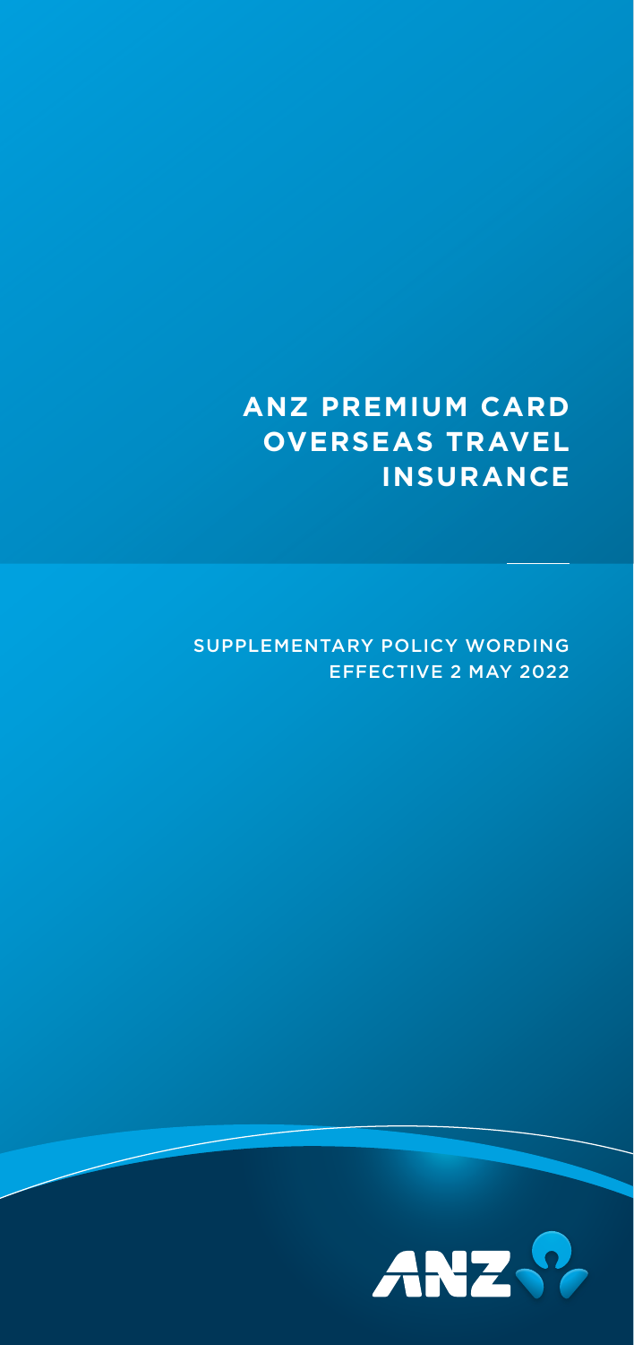# ANZ PREMIUM CARD OVERSEAS TRAVEL INSURANCE

SUPPLEMENTARY POLICY WORDING
EFFECTIVE 2 MAY 2022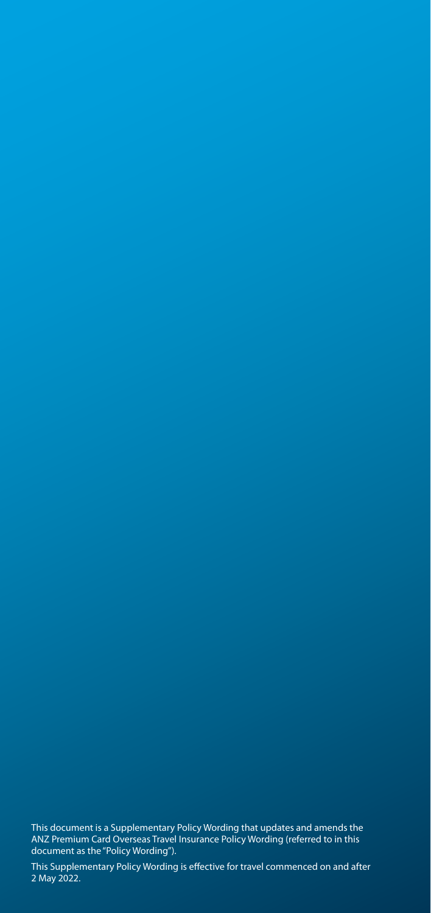This document is a Supplementary Policy Wording that updates and amends the ANZ Premium Card Overseas Travel Insurance Policy Wording (referred to in this document as the "Policy Wording").

This Supplementary Policy Wording is effective for travel commenced on and after 2 May 2022.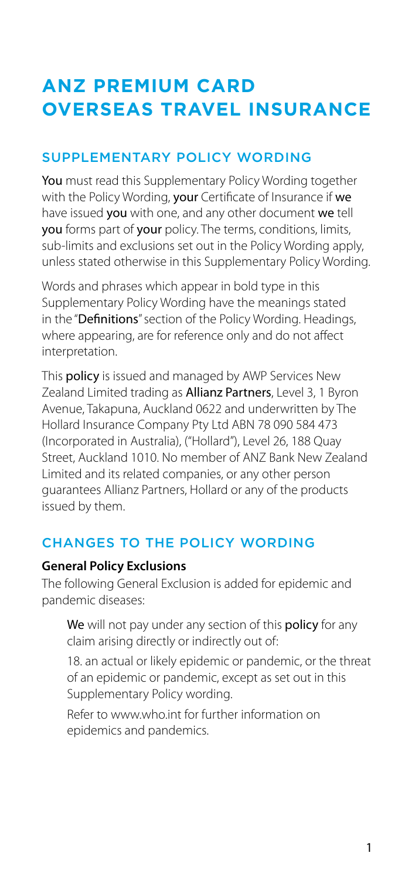# ANZ PREMIUM CARD OVERSEAS TRAVEL INSURANCE

## SUPPLEMENTARY POLICY WORDING

**You** must read this Supplementary Policy Wording together with the Policy Wording, **your** Certificate of Insurance if **we** have issued **you** with one, and any other document **we** tell **you** forms part of **your** policy. The terms, conditions, limits, sub-limits and exclusions set out in the Policy Wording apply, unless stated otherwise in this Supplementary Policy Wording.

Words and phrases which appear in bold type in this Supplementary Policy Wording have the meanings stated in the "**Definitions**" section of the Policy Wording. Headings, where appearing, are for reference only and do not affect interpretation.

This **policy** is issued and managed by AWP Services New Zealand Limited trading as **Allianz Partners**, Level 3, 1 Byron Avenue, Takapuna, Auckland 0622 and underwritten by The Hollard Insurance Company Pty Ltd ABN 78 090 584 473 (Incorporated in Australia), ("Hollard"), Level 26, 188 Quay Street, Auckland 1010. No member of ANZ Bank New Zealand Limited and its related companies, or any other person guarantees Allianz Partners, Hollard or any of the products issued by them.

## CHANGES TO THE POLICY WORDING

**General Policy Exclusions**

The following General Exclusion is added for epidemic and pandemic diseases:

> **We** will not pay under any section of this **policy** for any claim arising directly or indirectly out of:
>
> 18. an actual or likely epidemic or pandemic, or the threat of an epidemic or pandemic, except as set out in this Supplementary Policy wording.
>
> Refer to www.who.int for further information on epidemics and pandemics.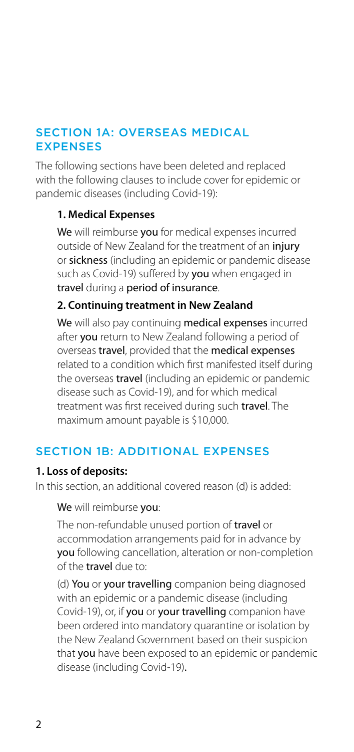## SECTION 1A: OVERSEAS MEDICAL EXPENSES

The following sections have been deleted and replaced with the following clauses to include cover for epidemic or pandemic diseases (including Covid-19):

### 1. Medical Expenses

**We** will reimburse **you** for medical expenses incurred outside of New Zealand for the treatment of an **injury** or **sickness** (including an epidemic or pandemic disease such as Covid-19) suffered by **you** when engaged in **travel** during a **period of insurance**.

### 2. Continuing treatment in New Zealand

**We** will also pay continuing **medical expenses** incurred after **you** return to New Zealand following a period of overseas **travel**, provided that the **medical expenses** related to a condition which first manifested itself during the overseas **travel** (including an epidemic or pandemic disease such as Covid-19), and for which medical treatment was first received during such **travel**. The maximum amount payable is $10,000.

## SECTION 1B: ADDITIONAL EXPENSES

### 1. Loss of deposits:

In this section, an additional covered reason (d) is added:

**We** will reimburse **you**:

The non-refundable unused portion of **travel** or accommodation arrangements paid for in advance by **you** following cancellation, alteration or non-completion of the **travel** due to:

(d) **You** or **your travelling** companion being diagnosed with an epidemic or a pandemic disease (including Covid-19), or, if **you** or **your travelling** companion have been ordered into mandatory quarantine or isolation by the New Zealand Government based on their suspicion that **you** have been exposed to an epidemic or pandemic disease (including Covid-19).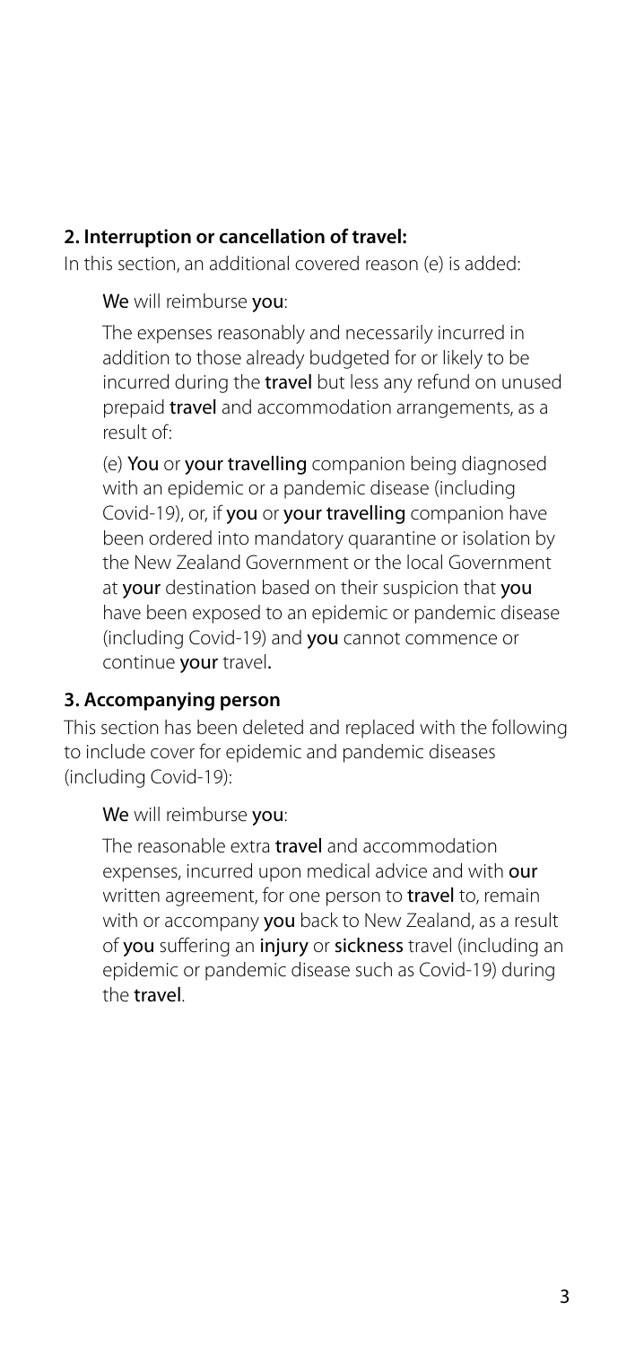## 2. Interruption or cancellation of travel:

In this section, an additional covered reason (e) is added:

> **We** will reimburse **you**:
>
> The expenses reasonably and necessarily incurred in addition to those already budgeted for or likely to be incurred during the **travel** but less any refund on unused prepaid **travel** and accommodation arrangements, as a result of:
>
> (e) **You** or **your travelling** companion being diagnosed with an epidemic or a pandemic disease (including Covid-19), or, if **you** or **your travelling** companion have been ordered into mandatory quarantine or isolation by the New Zealand Government or the local Government at **your** destination based on their suspicion that **you** have been exposed to an epidemic or pandemic disease (including Covid-19) and **you** cannot commence or continue **your** travel**.**

## 3. Accompanying person

This section has been deleted and replaced with the following to include cover for epidemic and pandemic diseases (including Covid-19):

> **We** will reimburse **you**:
>
> The reasonable extra **travel** and accommodation expenses, incurred upon medical advice and with **our** written agreement, for one person to **travel** to, remain with or accompany **you** back to New Zealand, as a result of **you** suffering an **injury** or **sickness** travel (including an epidemic or pandemic disease such as Covid-19) during the **travel**.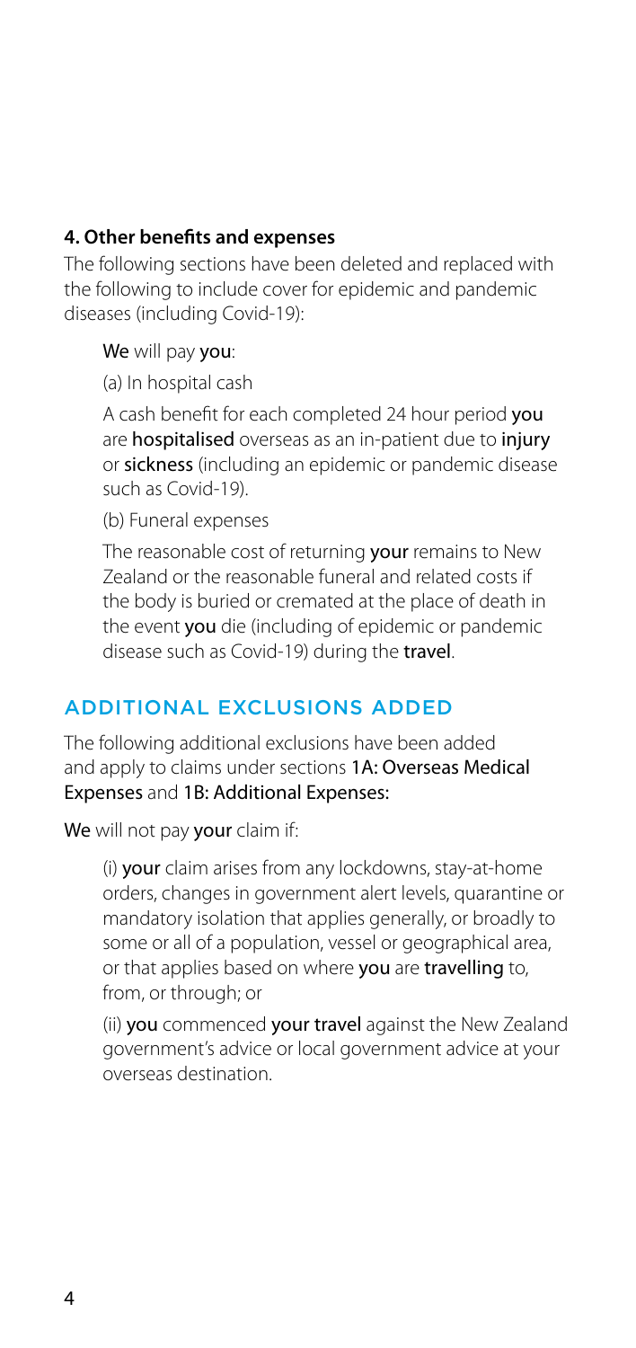### 4. Other benefits and expenses

The following sections have been deleted and replaced with the following to include cover for epidemic and pandemic diseases (including Covid-19):

We will pay you:

(a) In hospital cash

A cash benefit for each completed 24 hour period you are hospitalised overseas as an in-patient due to injury or sickness (including an epidemic or pandemic disease such as Covid-19).

(b) Funeral expenses

The reasonable cost of returning your remains to New Zealand or the reasonable funeral and related costs if the body is buried or cremated at the place of death in the event you die (including of epidemic or pandemic disease such as Covid-19) during the travel.

## ADDITIONAL EXCLUSIONS ADDED

The following additional exclusions have been added and apply to claims under sections 1A: Overseas Medical Expenses and 1B: Additional Expenses:

We will not pay your claim if:

(i) your claim arises from any lockdowns, stay-at-home orders, changes in government alert levels, quarantine or mandatory isolation that applies generally, or broadly to some or all of a population, vessel or geographical area, or that applies based on where you are travelling to, from, or through; or

(ii) you commenced your travel against the New Zealand government's advice or local government advice at your overseas destination.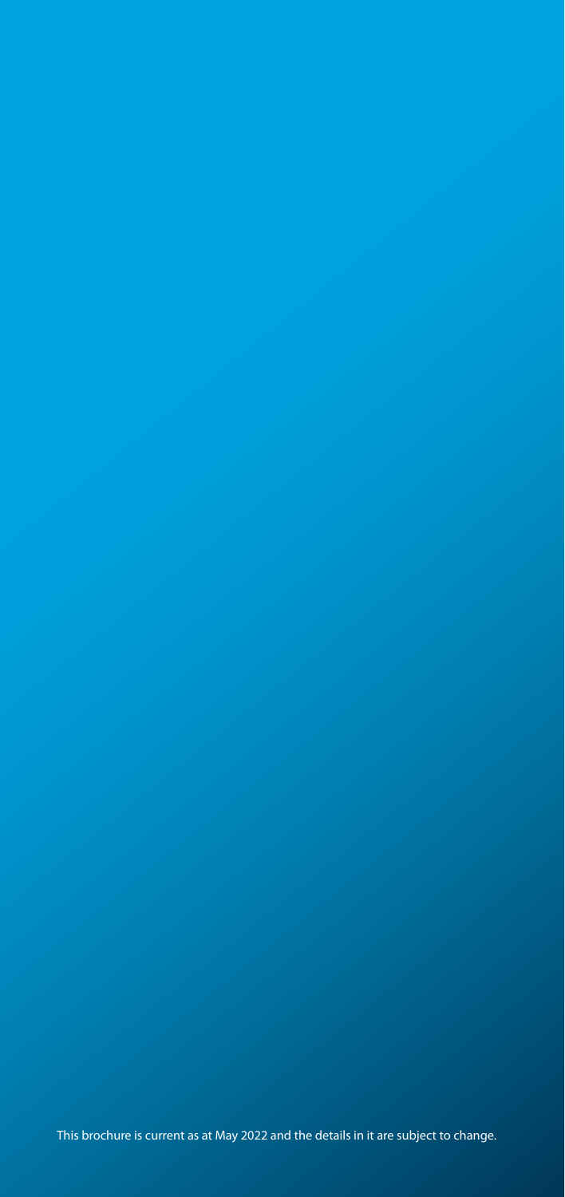This brochure is current as at May 2022 and the details in it are subject to change.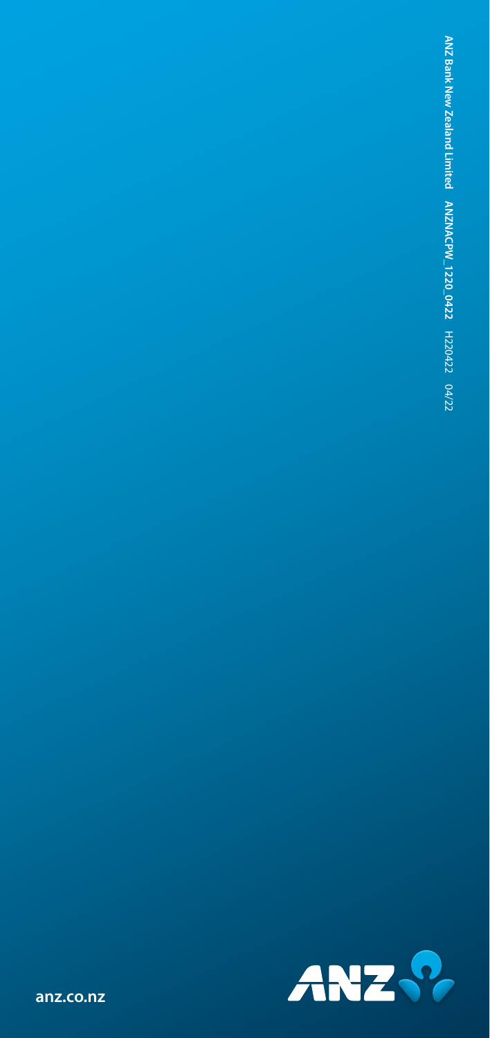**ANZ Bank New Zealand Limited** **ANZNACPW_1220_0422** H220422 04/22

**anz.co.nz**